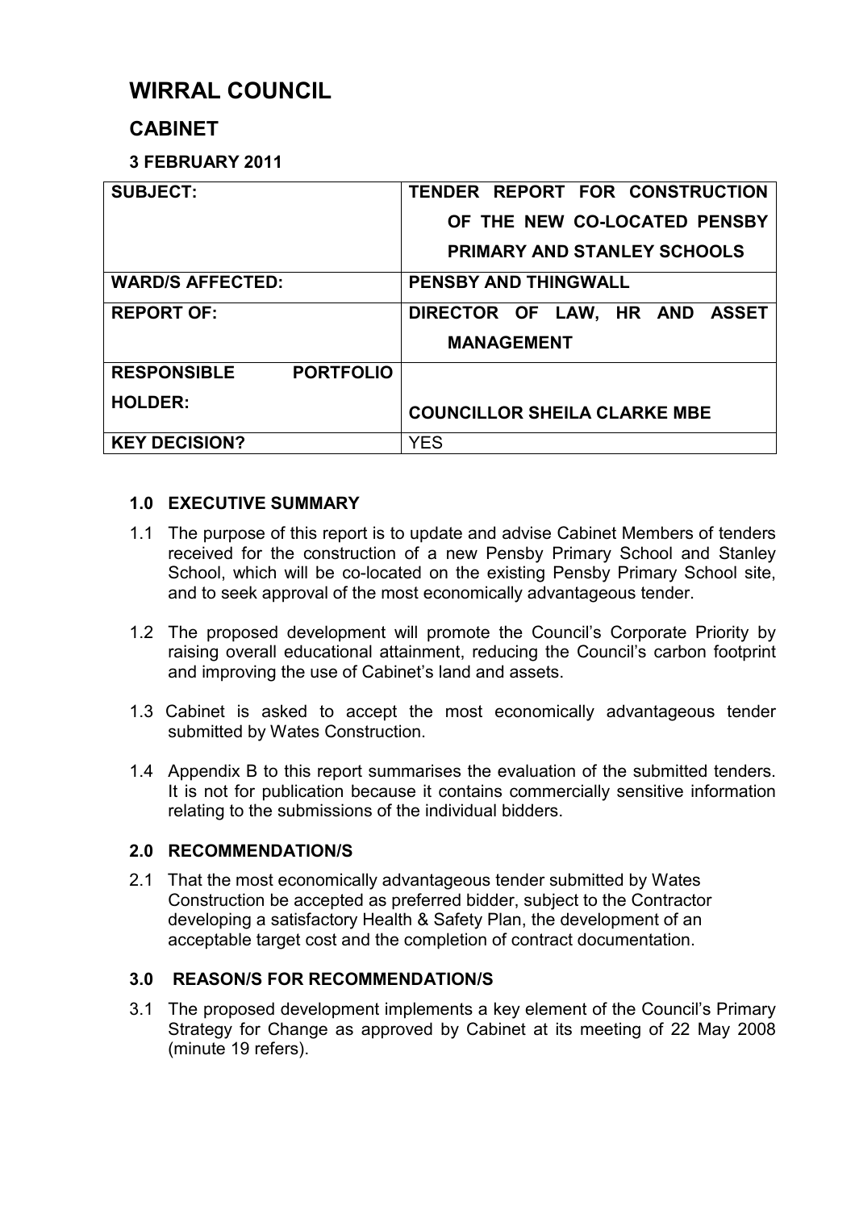# WIRRAL COUNCIL

## CABINET

### 3 FEBRUARY 2011

| SUBJECT: | TENDER REPORT FOR CONSTRUCTION OF THE NEW CO-LOCATED PENSBY PRIMARY AND STANLEY SCHOOLS |
|---|---|
| WARD/S AFFECTED: | PENSBY AND THINGWALL |
| REPORT OF: | DIRECTOR OF LAW, HR AND ASSET MANAGEMENT |
| RESPONSIBLE PORTFOLIO HOLDER: | COUNCILLOR SHEILA CLARKE MBE |
| KEY DECISION? | YES |

### 1.0 EXECUTIVE SUMMARY

1.1 The purpose of this report is to update and advise Cabinet Members of tenders received for the construction of a new Pensby Primary School and Stanley School, which will be co-located on the existing Pensby Primary School site, and to seek approval of the most economically advantageous tender.

1.2 The proposed development will promote the Council's Corporate Priority by raising overall educational attainment, reducing the Council's carbon footprint and improving the use of Cabinet's land and assets.

1.3 Cabinet is asked to accept the most economically advantageous tender submitted by Wates Construction.

1.4 Appendix B to this report summarises the evaluation of the submitted tenders. It is not for publication because it contains commercially sensitive information relating to the submissions of the individual bidders.

### 2.0 RECOMMENDATION/S

2.1 That the most economically advantageous tender submitted by Wates Construction be accepted as preferred bidder, subject to the Contractor developing a satisfactory Health & Safety Plan, the development of an acceptable target cost and the completion of contract documentation.

### 3.0 REASON/S FOR RECOMMENDATION/S

3.1 The proposed development implements a key element of the Council's Primary Strategy for Change as approved by Cabinet at its meeting of 22 May 2008 (minute 19 refers).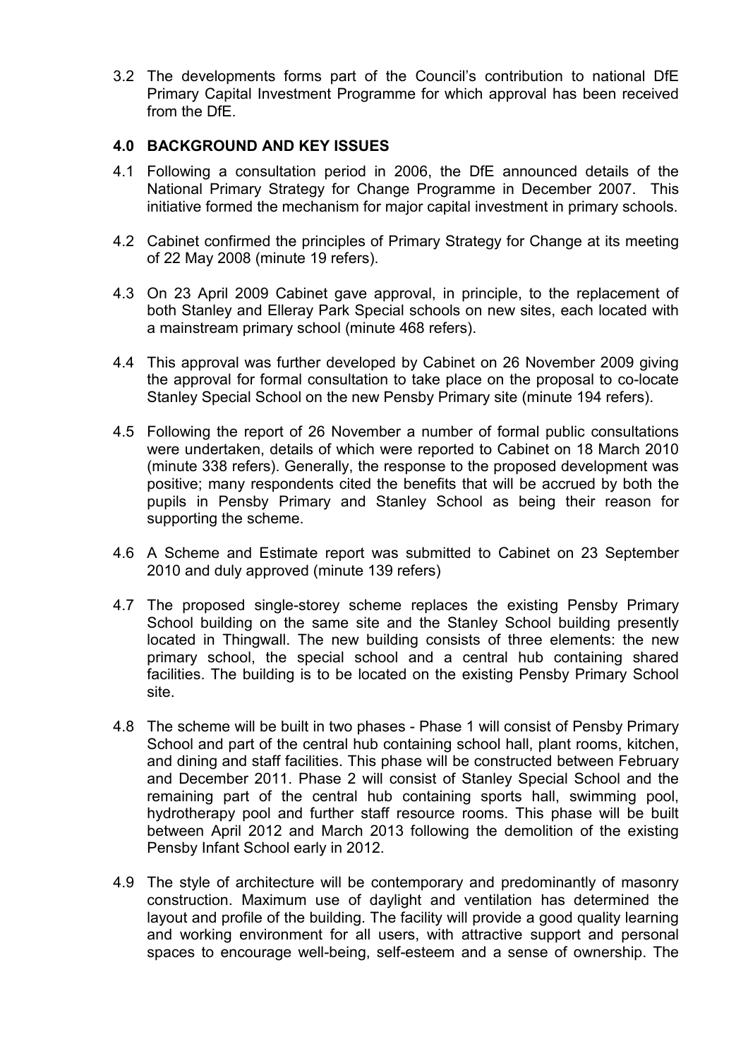3.2 The developments forms part of the Council's contribution to national DfE Primary Capital Investment Programme for which approval has been received from the DfE.

## 4.0 BACKGROUND AND KEY ISSUES

4.1 Following a consultation period in 2006, the DfE announced details of the National Primary Strategy for Change Programme in December 2007. This initiative formed the mechanism for major capital investment in primary schools.

4.2 Cabinet confirmed the principles of Primary Strategy for Change at its meeting of 22 May 2008 (minute 19 refers).

4.3 On 23 April 2009 Cabinet gave approval, in principle, to the replacement of both Stanley and Elleray Park Special schools on new sites, each located with a mainstream primary school (minute 468 refers).

4.4 This approval was further developed by Cabinet on 26 November 2009 giving the approval for formal consultation to take place on the proposal to co-locate Stanley Special School on the new Pensby Primary site (minute 194 refers).

4.5 Following the report of 26 November a number of formal public consultations were undertaken, details of which were reported to Cabinet on 18 March 2010 (minute 338 refers). Generally, the response to the proposed development was positive; many respondents cited the benefits that will be accrued by both the pupils in Pensby Primary and Stanley School as being their reason for supporting the scheme.

4.6 A Scheme and Estimate report was submitted to Cabinet on 23 September 2010 and duly approved (minute 139 refers)

4.7 The proposed single-storey scheme replaces the existing Pensby Primary School building on the same site and the Stanley School building presently located in Thingwall. The new building consists of three elements: the new primary school, the special school and a central hub containing shared facilities. The building is to be located on the existing Pensby Primary School site.

4.8 The scheme will be built in two phases - Phase 1 will consist of Pensby Primary School and part of the central hub containing school hall, plant rooms, kitchen, and dining and staff facilities. This phase will be constructed between February and December 2011. Phase 2 will consist of Stanley Special School and the remaining part of the central hub containing sports hall, swimming pool, hydrotherapy pool and further staff resource rooms. This phase will be built between April 2012 and March 2013 following the demolition of the existing Pensby Infant School early in 2012.

4.9 The style of architecture will be contemporary and predominantly of masonry construction. Maximum use of daylight and ventilation has determined the layout and profile of the building. The facility will provide a good quality learning and working environment for all users, with attractive support and personal spaces to encourage well-being, self-esteem and a sense of ownership. The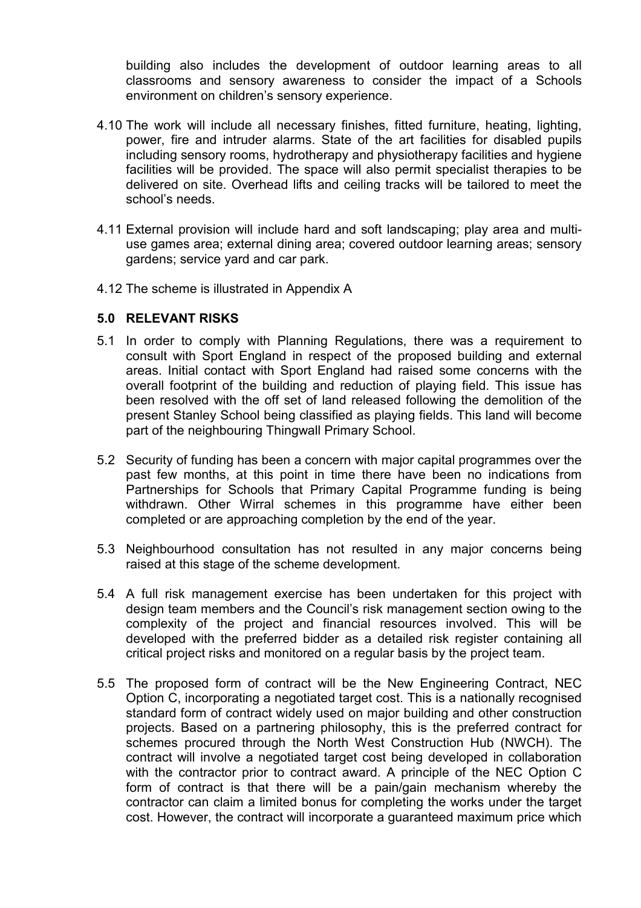building also includes the development of outdoor learning areas to all classrooms and sensory awareness to consider the impact of a Schools environment on children's sensory experience.

4.10 The work will include all necessary finishes, fitted furniture, heating, lighting, power, fire and intruder alarms. State of the art facilities for disabled pupils including sensory rooms, hydrotherapy and physiotherapy facilities and hygiene facilities will be provided. The space will also permit specialist therapies to be delivered on site. Overhead lifts and ceiling tracks will be tailored to meet the school's needs.

4.11 External provision will include hard and soft landscaping; play area and multi-use games area; external dining area; covered outdoor learning areas; sensory gardens; service yard and car park.

4.12 The scheme is illustrated in Appendix A

## 5.0 RELEVANT RISKS

5.1 In order to comply with Planning Regulations, there was a requirement to consult with Sport England in respect of the proposed building and external areas. Initial contact with Sport England had raised some concerns with the overall footprint of the building and reduction of playing field. This issue has been resolved with the off set of land released following the demolition of the present Stanley School being classified as playing fields. This land will become part of the neighbouring Thingwall Primary School.

5.2 Security of funding has been a concern with major capital programmes over the past few months, at this point in time there have been no indications from Partnerships for Schools that Primary Capital Programme funding is being withdrawn. Other Wirral schemes in this programme have either been completed or are approaching completion by the end of the year.

5.3 Neighbourhood consultation has not resulted in any major concerns being raised at this stage of the scheme development.

5.4 A full risk management exercise has been undertaken for this project with design team members and the Council's risk management section owing to the complexity of the project and financial resources involved. This will be developed with the preferred bidder as a detailed risk register containing all critical project risks and monitored on a regular basis by the project team.

5.5 The proposed form of contract will be the New Engineering Contract, NEC Option C, incorporating a negotiated target cost. This is a nationally recognised standard form of contract widely used on major building and other construction projects. Based on a partnering philosophy, this is the preferred contract for schemes procured through the North West Construction Hub (NWCH). The contract will involve a negotiated target cost being developed in collaboration with the contractor prior to contract award. A principle of the NEC Option C form of contract is that there will be a pain/gain mechanism whereby the contractor can claim a limited bonus for completing the works under the target cost. However, the contract will incorporate a guaranteed maximum price which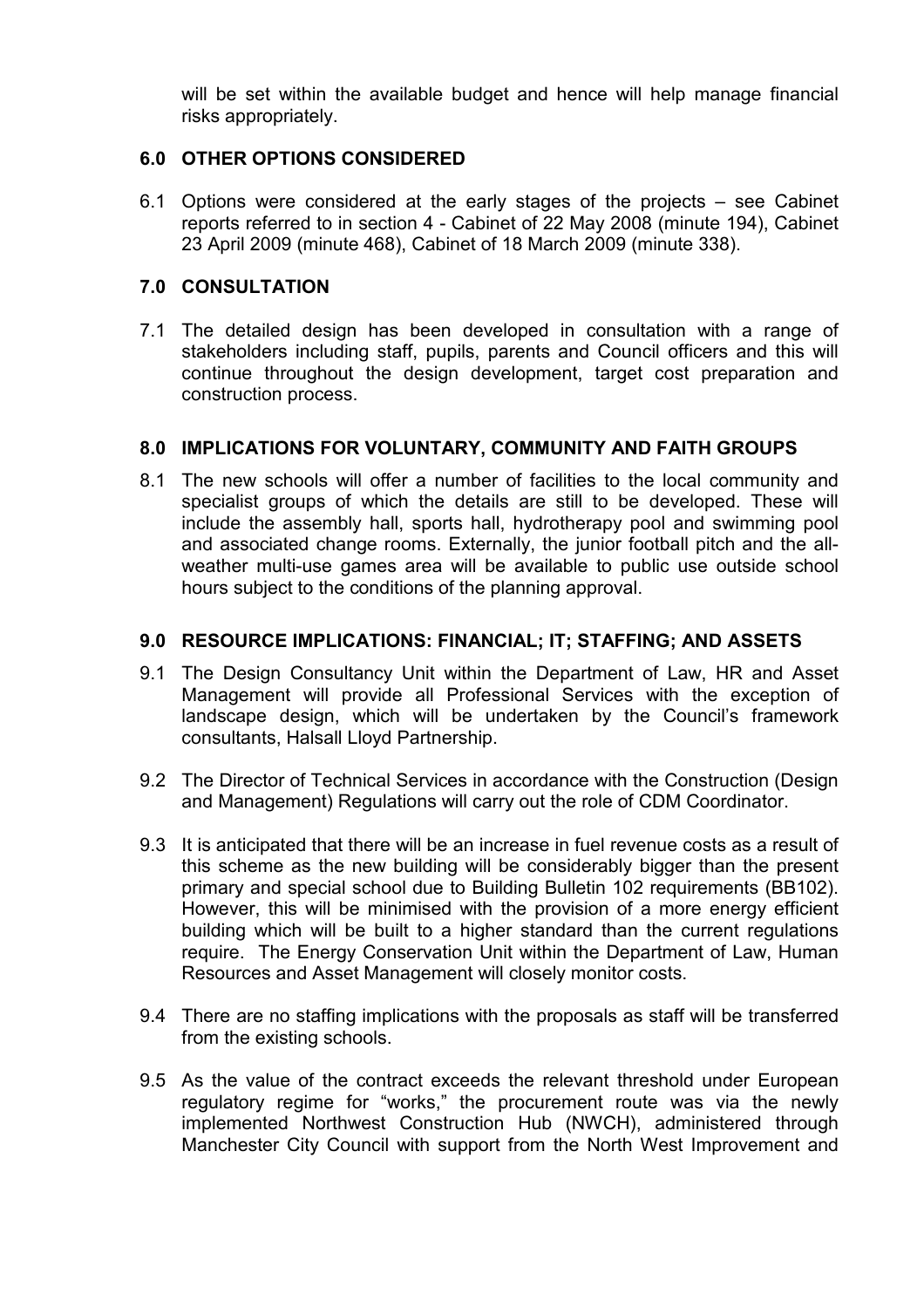will be set within the available budget and hence will help manage financial risks appropriately.

## 6.0 OTHER OPTIONS CONSIDERED

6.1 Options were considered at the early stages of the projects – see Cabinet reports referred to in section 4 - Cabinet of 22 May 2008 (minute 194), Cabinet 23 April 2009 (minute 468), Cabinet of 18 March 2009 (minute 338).

## 7.0 CONSULTATION

7.1 The detailed design has been developed in consultation with a range of stakeholders including staff, pupils, parents and Council officers and this will continue throughout the design development, target cost preparation and construction process.

## 8.0 IMPLICATIONS FOR VOLUNTARY, COMMUNITY AND FAITH GROUPS

8.1 The new schools will offer a number of facilities to the local community and specialist groups of which the details are still to be developed. These will include the assembly hall, sports hall, hydrotherapy pool and swimming pool and associated change rooms. Externally, the junior football pitch and the all-weather multi-use games area will be available to public use outside school hours subject to the conditions of the planning approval.

## 9.0 RESOURCE IMPLICATIONS: FINANCIAL; IT; STAFFING; AND ASSETS

9.1 The Design Consultancy Unit within the Department of Law, HR and Asset Management will provide all Professional Services with the exception of landscape design, which will be undertaken by the Council's framework consultants, Halsall Lloyd Partnership.

9.2 The Director of Technical Services in accordance with the Construction (Design and Management) Regulations will carry out the role of CDM Coordinator.

9.3 It is anticipated that there will be an increase in fuel revenue costs as a result of this scheme as the new building will be considerably bigger than the present primary and special school due to Building Bulletin 102 requirements (BB102). However, this will be minimised with the provision of a more energy efficient building which will be built to a higher standard than the current regulations require. The Energy Conservation Unit within the Department of Law, Human Resources and Asset Management will closely monitor costs.

9.4 There are no staffing implications with the proposals as staff will be transferred from the existing schools.

9.5 As the value of the contract exceeds the relevant threshold under European regulatory regime for "works," the procurement route was via the newly implemented Northwest Construction Hub (NWCH), administered through Manchester City Council with support from the North West Improvement and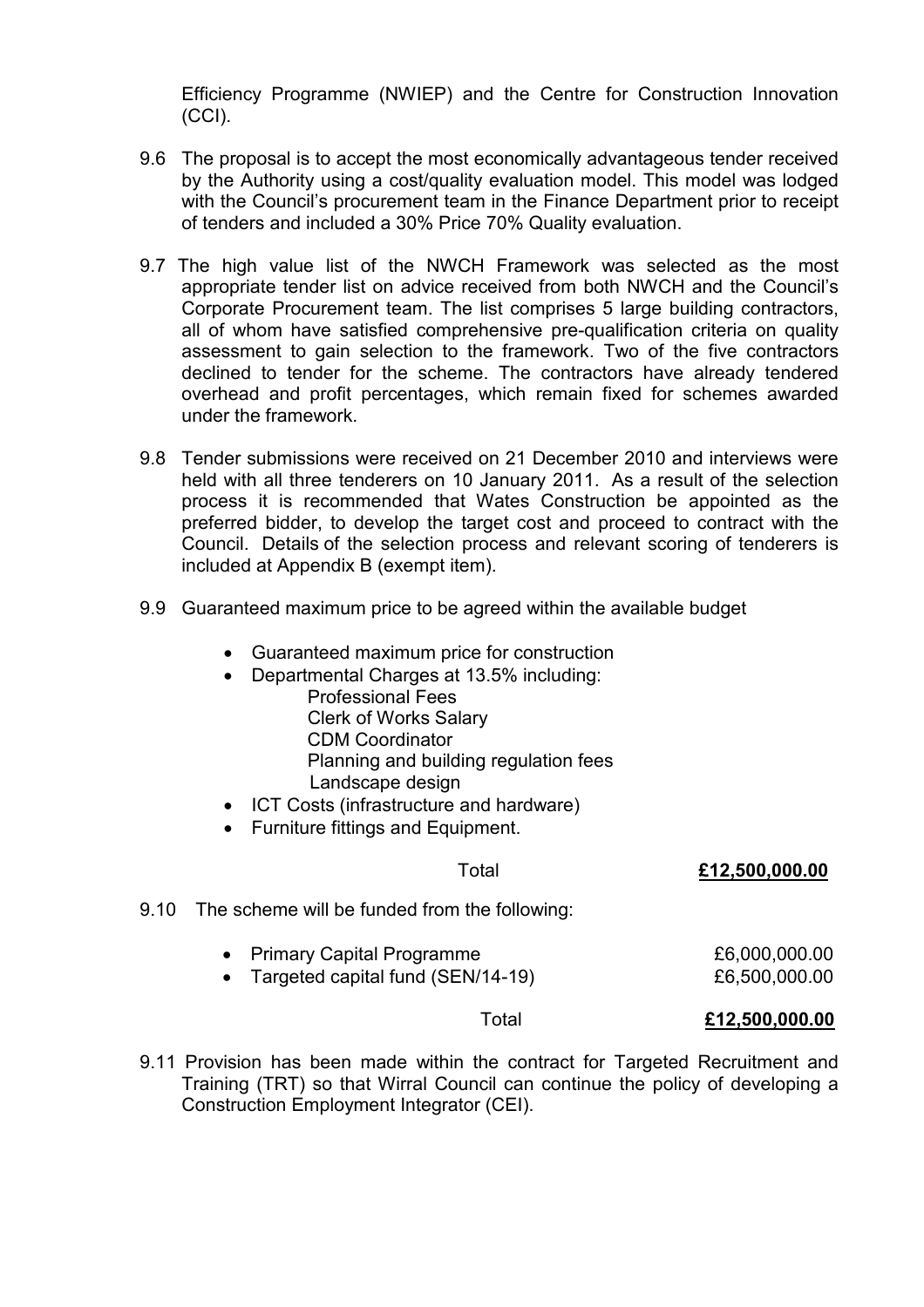Efficiency Programme (NWIEP) and the Centre for Construction Innovation (CCI).

9.6 The proposal is to accept the most economically advantageous tender received by the Authority using a cost/quality evaluation model. This model was lodged with the Council's procurement team in the Finance Department prior to receipt of tenders and included a 30% Price 70% Quality evaluation.

9.7 The high value list of the NWCH Framework was selected as the most appropriate tender list on advice received from both NWCH and the Council's Corporate Procurement team. The list comprises 5 large building contractors, all of whom have satisfied comprehensive pre-qualification criteria on quality assessment to gain selection to the framework. Two of the five contractors declined to tender for the scheme. The contractors have already tendered overhead and profit percentages, which remain fixed for schemes awarded under the framework.

9.8 Tender submissions were received on 21 December 2010 and interviews were held with all three tenderers on 10 January 2011. As a result of the selection process it is recommended that Wates Construction be appointed as the preferred bidder, to develop the target cost and proceed to contract with the Council. Details of the selection process and relevant scoring of tenderers is included at Appendix B (exempt item).

9.9 Guaranteed maximum price to be agreed within the available budget

- Guaranteed maximum price for construction
- Departmental Charges at 13.5% including:
  - Professional Fees
  - Clerk of Works Salary
  - CDM Coordinator
  - Planning and building regulation fees
  - Landscape design
- ICT Costs (infrastructure and hardware)
- Furniture fittings and Equipment.

Total **£12,500,000.00**

9.10 The scheme will be funded from the following:

| | |
|---|---|
| • Primary Capital Programme | £6,000,000.00 |
| • Targeted capital fund (SEN/14-19) | £6,500,000.00 |
| Total | **£12,500,000.00** |

9.11 Provision has been made within the contract for Targeted Recruitment and Training (TRT) so that Wirral Council can continue the policy of developing a Construction Employment Integrator (CEI).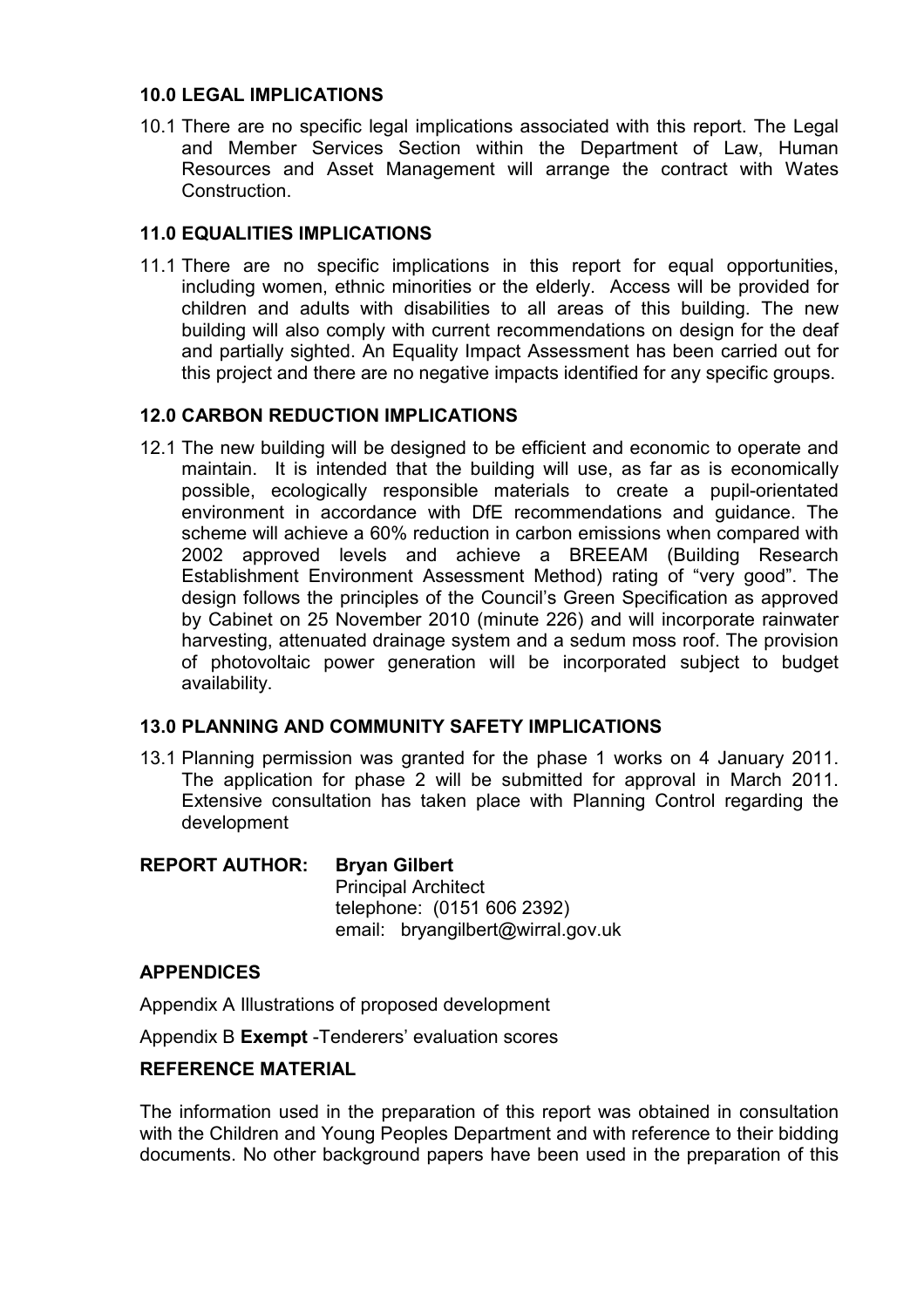## 10.0 LEGAL IMPLICATIONS

10.1 There are no specific legal implications associated with this report. The Legal and Member Services Section within the Department of Law, Human Resources and Asset Management will arrange the contract with Wates Construction.

## 11.0 EQUALITIES IMPLICATIONS

11.1 There are no specific implications in this report for equal opportunities, including women, ethnic minorities or the elderly. Access will be provided for children and adults with disabilities to all areas of this building. The new building will also comply with current recommendations on design for the deaf and partially sighted. An Equality Impact Assessment has been carried out for this project and there are no negative impacts identified for any specific groups.

## 12.0 CARBON REDUCTION IMPLICATIONS

12.1 The new building will be designed to be efficient and economic to operate and maintain. It is intended that the building will use, as far as is economically possible, ecologically responsible materials to create a pupil-orientated environment in accordance with DfE recommendations and guidance. The scheme will achieve a 60% reduction in carbon emissions when compared with 2002 approved levels and achieve a BREEAM (Building Research Establishment Environment Assessment Method) rating of "very good". The design follows the principles of the Council's Green Specification as approved by Cabinet on 25 November 2010 (minute 226) and will incorporate rainwater harvesting, attenuated drainage system and a sedum moss roof. The provision of photovoltaic power generation will be incorporated subject to budget availability.

## 13.0 PLANNING AND COMMUNITY SAFETY IMPLICATIONS

13.1 Planning permission was granted for the phase 1 works on 4 January 2011. The application for phase 2 will be submitted for approval in March 2011. Extensive consultation has taken place with Planning Control regarding the development

**REPORT AUTHOR:** **Bryan Gilbert**
Principal Architect
telephone: (0151 606 2392)
email: bryangilbert@wirral.gov.uk

## APPENDICES

Appendix A Illustrations of proposed development

Appendix B **Exempt** -Tenderers' evaluation scores

## REFERENCE MATERIAL

The information used in the preparation of this report was obtained in consultation with the Children and Young Peoples Department and with reference to their bidding documents. No other background papers have been used in the preparation of this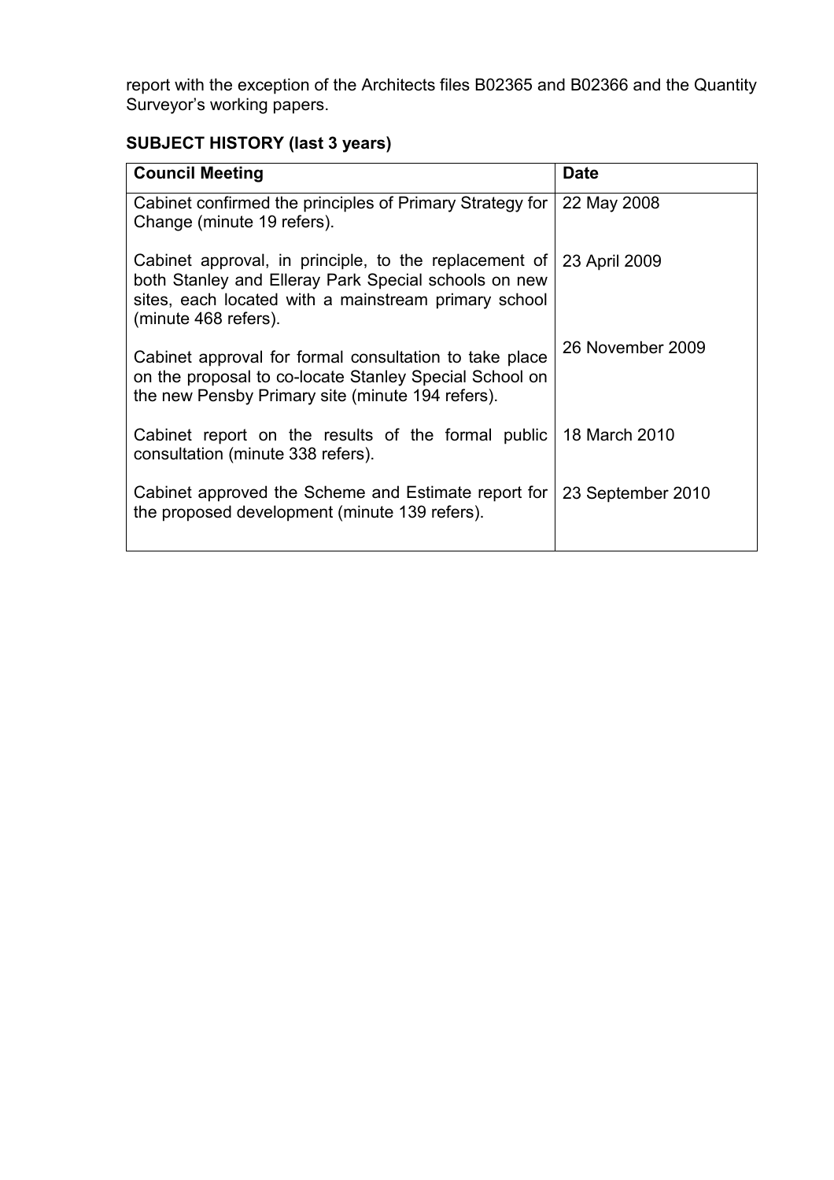report with the exception of the Architects files B02365 and B02366 and the Quantity Surveyor's working papers.

**SUBJECT HISTORY (last 3 years)**

| Council Meeting | Date |
|---|---|
| Cabinet confirmed the principles of Primary Strategy for Change (minute 19 refers). | 22 May 2008 |
| Cabinet approval, in principle, to the replacement of both Stanley and Elleray Park Special schools on new sites, each located with a mainstream primary school (minute 468 refers). | 23 April 2009 |
| Cabinet approval for formal consultation to take place on the proposal to co-locate Stanley Special School on the new Pensby Primary site (minute 194 refers). | 26 November 2009 |
| Cabinet report on the results of the formal public consultation (minute 338 refers). | 18 March 2010 |
| Cabinet approved the Scheme and Estimate report for the proposed development (minute 139 refers). | 23 September 2010 |